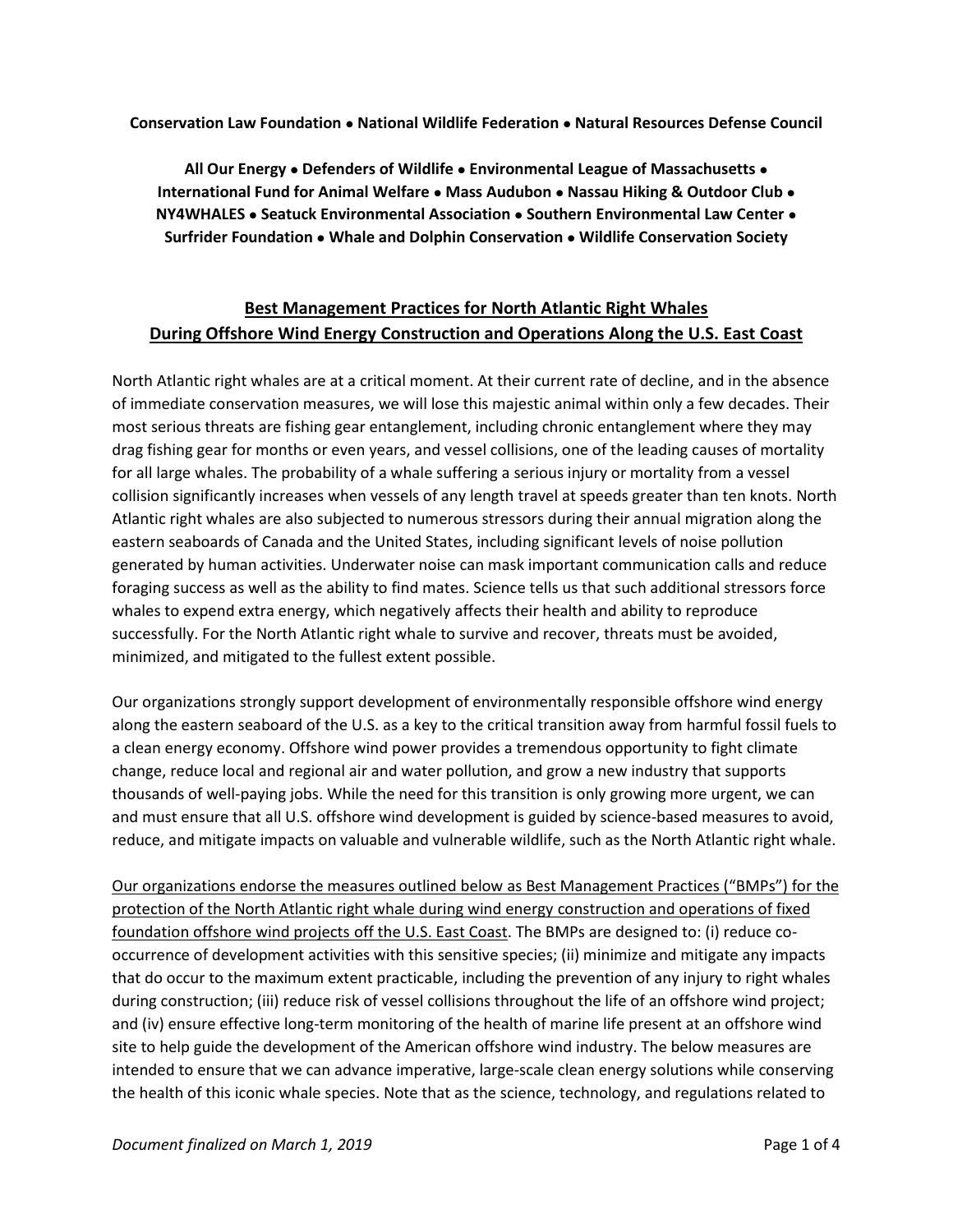**Conservation Law Foundation • National Wildlife Federation • Natural Resources Defense Council**

**All Our Energy • Defenders of Wildlife • Environmental League of Massachusetts • International Fund for Animal Welfare • Mass Audubon • Nassau Hiking & Outdoor Club • NY4WHALES • Seatuck Environmental Association • Southern Environmental Law Center • Surfrider Foundation • Whale and Dolphin Conservation • Wildlife Conservation Society**

# Best Management Practices for North Atlantic Right Whales During Offshore Wind Energy Construction and Operations Along the U.S. East Coast

North Atlantic right whales are at a critical moment. At their current rate of decline, and in the absence of immediate conservation measures, we will lose this majestic animal within only a few decades. Their most serious threats are fishing gear entanglement, including chronic entanglement where they may drag fishing gear for months or even years, and vessel collisions, one of the leading causes of mortality for all large whales. The probability of a whale suffering a serious injury or mortality from a vessel collision significantly increases when vessels of any length travel at speeds greater than ten knots. North Atlantic right whales are also subjected to numerous stressors during their annual migration along the eastern seaboards of Canada and the United States, including significant levels of noise pollution generated by human activities. Underwater noise can mask important communication calls and reduce foraging success as well as the ability to find mates. Science tells us that such additional stressors force whales to expend extra energy, which negatively affects their health and ability to reproduce successfully. For the North Atlantic right whale to survive and recover, threats must be avoided, minimized, and mitigated to the fullest extent possible.

Our organizations strongly support development of environmentally responsible offshore wind energy along the eastern seaboard of the U.S. as a key to the critical transition away from harmful fossil fuels to a clean energy economy. Offshore wind power provides a tremendous opportunity to fight climate change, reduce local and regional air and water pollution, and grow a new industry that supports thousands of well-paying jobs. While the need for this transition is only growing more urgent, we can and must ensure that all U.S. offshore wind development is guided by science-based measures to avoid, reduce, and mitigate impacts on valuable and vulnerable wildlife, such as the North Atlantic right whale.

<u>Our organizations endorse the measures outlined below as Best Management Practices ("BMPs") for the protection of the North Atlantic right whale during wind energy construction and operations of fixed foundation offshore wind projects off the U.S. East Coast</u>. The BMPs are designed to: (i) reduce co-occurrence of development activities with this sensitive species; (ii) minimize and mitigate any impacts that do occur to the maximum extent practicable, including the prevention of any injury to right whales during construction; (iii) reduce risk of vessel collisions throughout the life of an offshore wind project; and (iv) ensure effective long-term monitoring of the health of marine life present at an offshore wind site to help guide the development of the American offshore wind industry. The below measures are intended to ensure that we can advance imperative, large-scale clean energy solutions while conserving the health of this iconic whale species. Note that as the science, technology, and regulations related to

*Document finalized on March 1, 2019*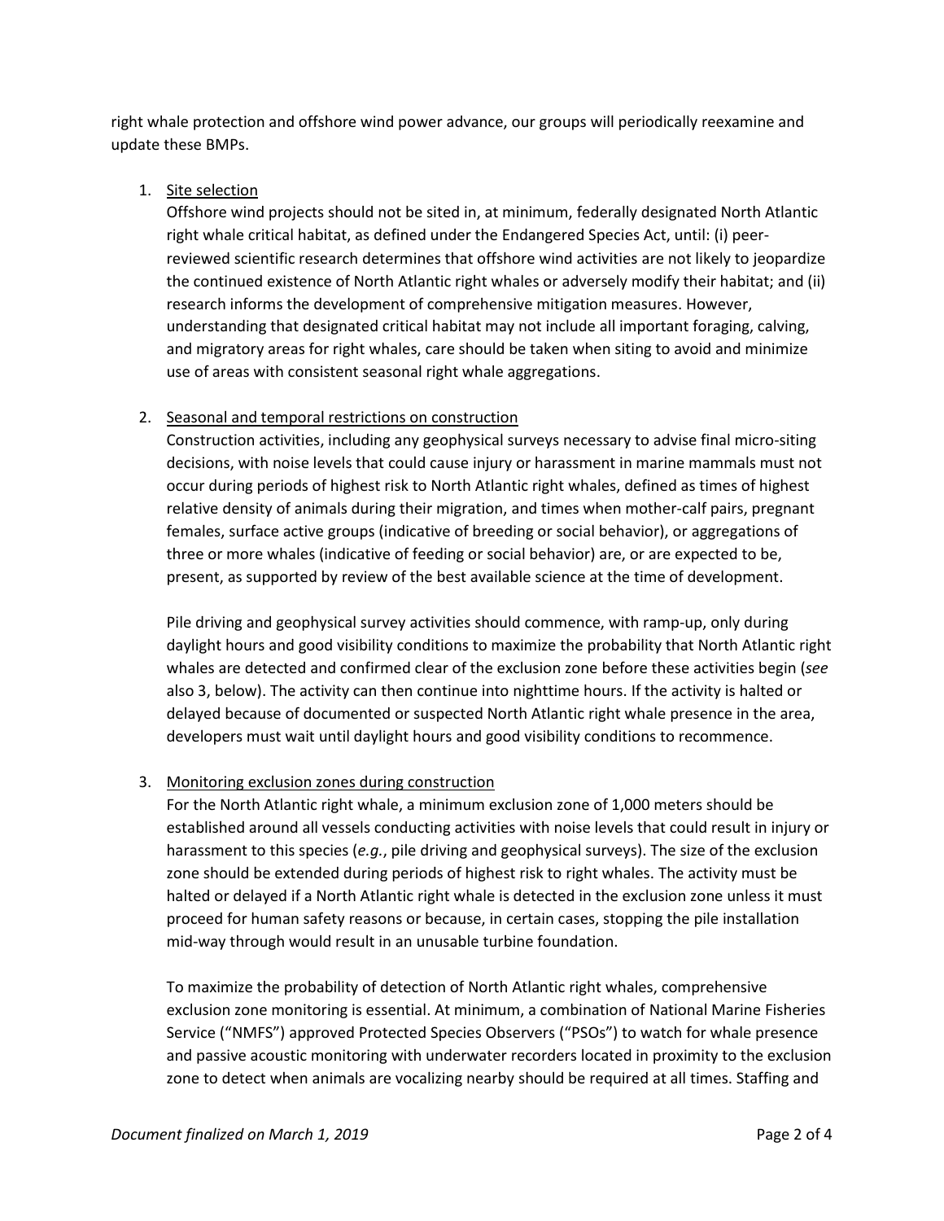right whale protection and offshore wind power advance, our groups will periodically reexamine and update these BMPs.

1. Site selection

   Offshore wind projects should not be sited in, at minimum, federally designated North Atlantic right whale critical habitat, as defined under the Endangered Species Act, until: (i) peer-reviewed scientific research determines that offshore wind activities are not likely to jeopardize the continued existence of North Atlantic right whales or adversely modify their habitat; and (ii) research informs the development of comprehensive mitigation measures. However, understanding that designated critical habitat may not include all important foraging, calving, and migratory areas for right whales, care should be taken when siting to avoid and minimize use of areas with consistent seasonal right whale aggregations.

2. Seasonal and temporal restrictions on construction

   Construction activities, including any geophysical surveys necessary to advise final micro-siting decisions, with noise levels that could cause injury or harassment in marine mammals must not occur during periods of highest risk to North Atlantic right whales, defined as times of highest relative density of animals during their migration, and times when mother-calf pairs, pregnant females, surface active groups (indicative of breeding or social behavior), or aggregations of three or more whales (indicative of feeding or social behavior) are, or are expected to be, present, as supported by review of the best available science at the time of development.

   Pile driving and geophysical survey activities should commence, with ramp-up, only during daylight hours and good visibility conditions to maximize the probability that North Atlantic right whales are detected and confirmed clear of the exclusion zone before these activities begin (*see* also 3, below). The activity can then continue into nighttime hours. If the activity is halted or delayed because of documented or suspected North Atlantic right whale presence in the area, developers must wait until daylight hours and good visibility conditions to recommence.

3. Monitoring exclusion zones during construction

   For the North Atlantic right whale, a minimum exclusion zone of 1,000 meters should be established around all vessels conducting activities with noise levels that could result in injury or harassment to this species (*e.g.*, pile driving and geophysical surveys). The size of the exclusion zone should be extended during periods of highest risk to right whales. The activity must be halted or delayed if a North Atlantic right whale is detected in the exclusion zone unless it must proceed for human safety reasons or because, in certain cases, stopping the pile installation mid-way through would result in an unusable turbine foundation.

   To maximize the probability of detection of North Atlantic right whales, comprehensive exclusion zone monitoring is essential. At minimum, a combination of National Marine Fisheries Service ("NMFS") approved Protected Species Observers ("PSOs") to watch for whale presence and passive acoustic monitoring with underwater recorders located in proximity to the exclusion zone to detect when animals are vocalizing nearby should be required at all times. Staffing and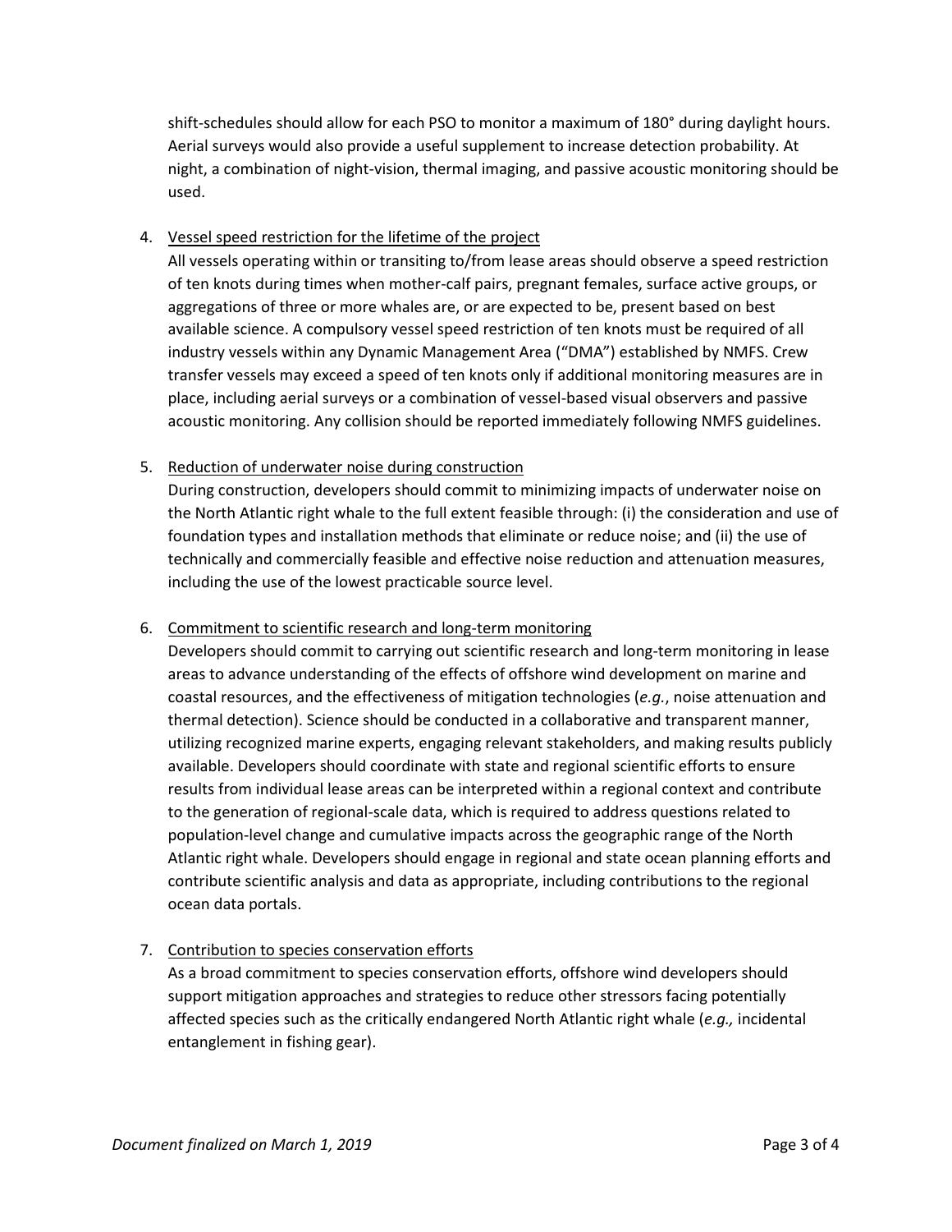shift-schedules should allow for each PSO to monitor a maximum of 180° during daylight hours. Aerial surveys would also provide a useful supplement to increase detection probability. At night, a combination of night-vision, thermal imaging, and passive acoustic monitoring should be used.

4. Vessel speed restriction for the lifetime of the project

   All vessels operating within or transiting to/from lease areas should observe a speed restriction of ten knots during times when mother-calf pairs, pregnant females, surface active groups, or aggregations of three or more whales are, or are expected to be, present based on best available science. A compulsory vessel speed restriction of ten knots must be required of all industry vessels within any Dynamic Management Area ("DMA") established by NMFS. Crew transfer vessels may exceed a speed of ten knots only if additional monitoring measures are in place, including aerial surveys or a combination of vessel-based visual observers and passive acoustic monitoring. Any collision should be reported immediately following NMFS guidelines.

5. Reduction of underwater noise during construction

   During construction, developers should commit to minimizing impacts of underwater noise on the North Atlantic right whale to the full extent feasible through: (i) the consideration and use of foundation types and installation methods that eliminate or reduce noise; and (ii) the use of technically and commercially feasible and effective noise reduction and attenuation measures, including the use of the lowest practicable source level.

6. Commitment to scientific research and long-term monitoring

   Developers should commit to carrying out scientific research and long-term monitoring in lease areas to advance understanding of the effects of offshore wind development on marine and coastal resources, and the effectiveness of mitigation technologies (*e.g.*, noise attenuation and thermal detection). Science should be conducted in a collaborative and transparent manner, utilizing recognized marine experts, engaging relevant stakeholders, and making results publicly available. Developers should coordinate with state and regional scientific efforts to ensure results from individual lease areas can be interpreted within a regional context and contribute to the generation of regional-scale data, which is required to address questions related to population-level change and cumulative impacts across the geographic range of the North Atlantic right whale. Developers should engage in regional and state ocean planning efforts and contribute scientific analysis and data as appropriate, including contributions to the regional ocean data portals.

7. Contribution to species conservation efforts

   As a broad commitment to species conservation efforts, offshore wind developers should support mitigation approaches and strategies to reduce other stressors facing potentially affected species such as the critically endangered North Atlantic right whale (*e.g.,* incidental entanglement in fishing gear).

*Document finalized on March 1, 2019*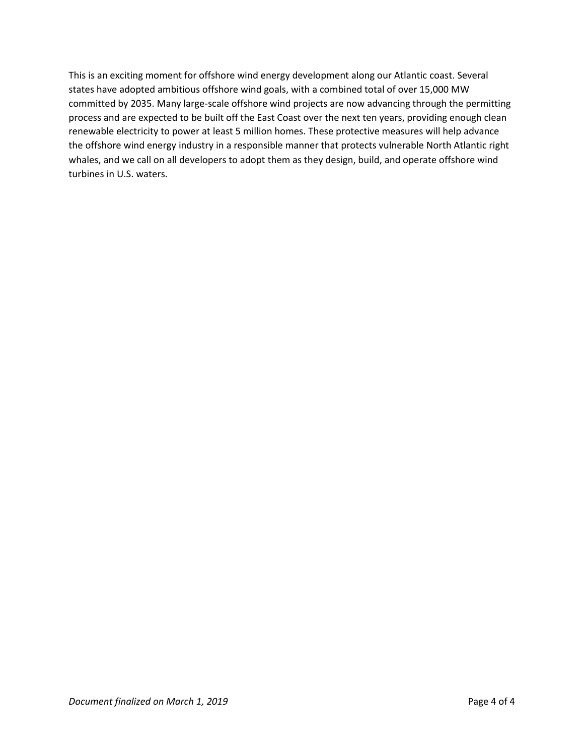This is an exciting moment for offshore wind energy development along our Atlantic coast. Several states have adopted ambitious offshore wind goals, with a combined total of over 15,000 MW committed by 2035. Many large-scale offshore wind projects are now advancing through the permitting process and are expected to be built off the East Coast over the next ten years, providing enough clean renewable electricity to power at least 5 million homes. These protective measures will help advance the offshore wind energy industry in a responsible manner that protects vulnerable North Atlantic right whales, and we call on all developers to adopt them as they design, build, and operate offshore wind turbines in U.S. waters.